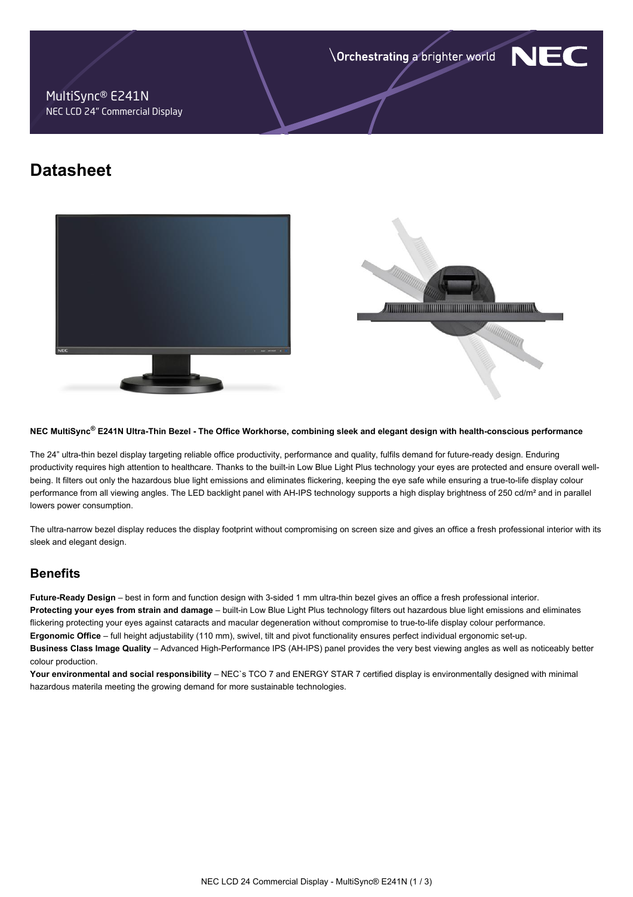MultiSync® E241N
NEC LCD 24" Commercial Display

# Datasheet

**NEC MultiSync® E241N Ultra-Thin Bezel - The Office Workhorse, combining sleek and elegant design with health-conscious performance**

The 24" ultra-thin bezel display targeting reliable office productivity, performance and quality, fulfils demand for future-ready design. Enduring productivity requires high attention to healthcare. Thanks to the built-in Low Blue Light Plus technology your eyes are protected and ensure overall well-being. It filters out only the hazardous blue light emissions and eliminates flickering, keeping the eye safe while ensuring a true-to-life display colour performance from all viewing angles. The LED backlight panel with AH-IPS technology supports a high display brightness of 250 cd/m² and in parallel lowers power consumption.

The ultra-narrow bezel display reduces the display footprint without compromising on screen size and gives an office a fresh professional interior with its sleek and elegant design.

## Benefits

**Future-Ready Design** – best in form and function design with 3-sided 1 mm ultra-thin bezel gives an office a fresh professional interior.
**Protecting your eyes from strain and damage** – built-in Low Blue Light Plus technology filters out hazardous blue light emissions and eliminates flickering protecting your eyes against cataracts and macular degeneration without compromise to true-to-life display colour performance.
**Ergonomic Office** – full height adjustability (110 mm), swivel, tilt and pivot functionality ensures perfect individual ergonomic set-up.
**Business Class Image Quality** – Advanced High-Performance IPS (AH-IPS) panel provides the very best viewing angles as well as noticeably better colour production.
**Your environmental and social responsibility** – NEC`s TCO 7 and ENERGY STAR 7 certified display is environmentally designed with minimal hazardous materila meeting the growing demand for more sustainable technologies.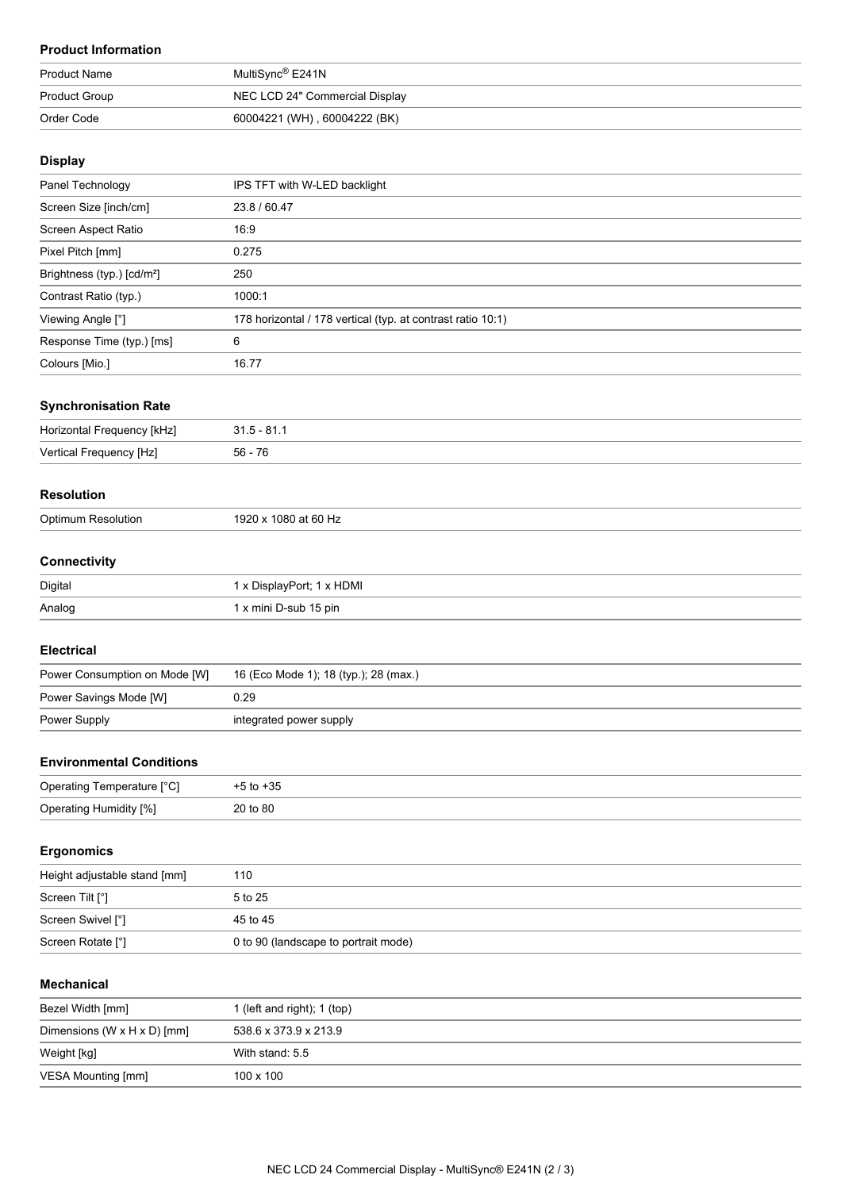## Product Information

| | |
|---|---|
| Product Name | MultiSync® E241N |
| Product Group | NEC LCD 24" Commercial Display |
| Order Code | 60004221 (WH) , 60004222 (BK) |

## Display

| | |
|---|---|
| Panel Technology | IPS TFT with W-LED backlight |
| Screen Size [inch/cm] | 23.8 / 60.47 |
| Screen Aspect Ratio | 16:9 |
| Pixel Pitch [mm] | 0.275 |
| Brightness (typ.) [cd/m²] | 250 |
| Contrast Ratio (typ.) | 1000:1 |
| Viewing Angle [°] | 178 horizontal / 178 vertical (typ. at contrast ratio 10:1) |
| Response Time (typ.) [ms] | 6 |
| Colours [Mio.] | 16.77 |

## Synchronisation Rate

| | |
|---|---|
| Horizontal Frequency [kHz] | 31.5 - 81.1 |
| Vertical Frequency [Hz] | 56 - 76 |

## Resolution

| | |
|---|---|
| Optimum Resolution | 1920 x 1080 at 60 Hz |

## Connectivity

| | |
|---|---|
| Digital | 1 x DisplayPort; 1 x HDMI |
| Analog | 1 x mini D-sub 15 pin |

## Electrical

| | |
|---|---|
| Power Consumption on Mode [W] | 16 (Eco Mode 1); 18 (typ.); 28 (max.) |
| Power Savings Mode [W] | 0.29 |
| Power Supply | integrated power supply |

## Environmental Conditions

| | |
|---|---|
| Operating Temperature [°C] | +5 to +35 |
| Operating Humidity [%] | 20 to 80 |

## Ergonomics

| | |
|---|---|
| Height adjustable stand [mm] | 110 |
| Screen Tilt [°] | 5 to 25 |
| Screen Swivel [°] | 45 to 45 |
| Screen Rotate [°] | 0 to 90 (landscape to portrait mode) |

## Mechanical

| | |
|---|---|
| Bezel Width [mm] | 1 (left and right); 1 (top) |
| Dimensions (W x H x D) [mm] | 538.6 x 373.9 x 213.9 |
| Weight [kg] | With stand: 5.5 |
| VESA Mounting [mm] | 100 x 100 |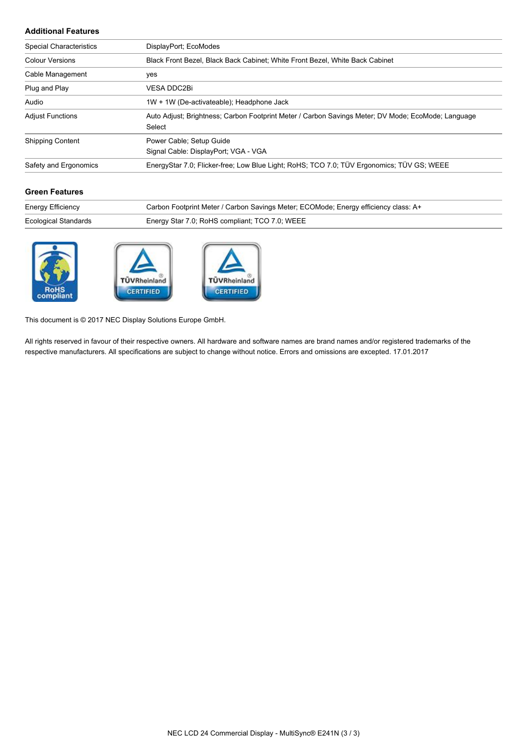### Additional Features

| | |
|---|---|
| Special Characteristics | DisplayPort; EcoModes |
| Colour Versions | Black Front Bezel, Black Back Cabinet; White Front Bezel, White Back Cabinet |
| Cable Management | yes |
| Plug and Play | VESA DDC2Bi |
| Audio | 1W + 1W (De-activateable); Headphone Jack |
| Adjust Functions | Auto Adjust; Brightness; Carbon Footprint Meter / Carbon Savings Meter; DV Mode; EcoMode; Language Select |
| Shipping Content | Power Cable; Setup Guide<br>Signal Cable: DisplayPort; VGA - VGA |
| Safety and Ergonomics | EnergyStar 7.0; Flicker-free; Low Blue Light; RoHS; TCO 7.0; TÜV Ergonomics; TÜV GS; WEEE |

### Green Features

| | |
|---|---|
| Energy Efficiency | Carbon Footprint Meter / Carbon Savings Meter; ECOMode; Energy efficiency class: A+ |
| Ecological Standards | Energy Star 7.0; RoHS compliant; TCO 7.0; WEEE |

RoHS compliant

TÜVRheinland CERTIFIED

TÜVRheinland CERTIFIED

This document is © 2017 NEC Display Solutions Europe GmbH.

All rights reserved in favour of their respective owners. All hardware and software names are brand names and/or registered trademarks of the respective manufacturers. All specifications are subject to change without notice. Errors and omissions are excepted. 17.01.2017